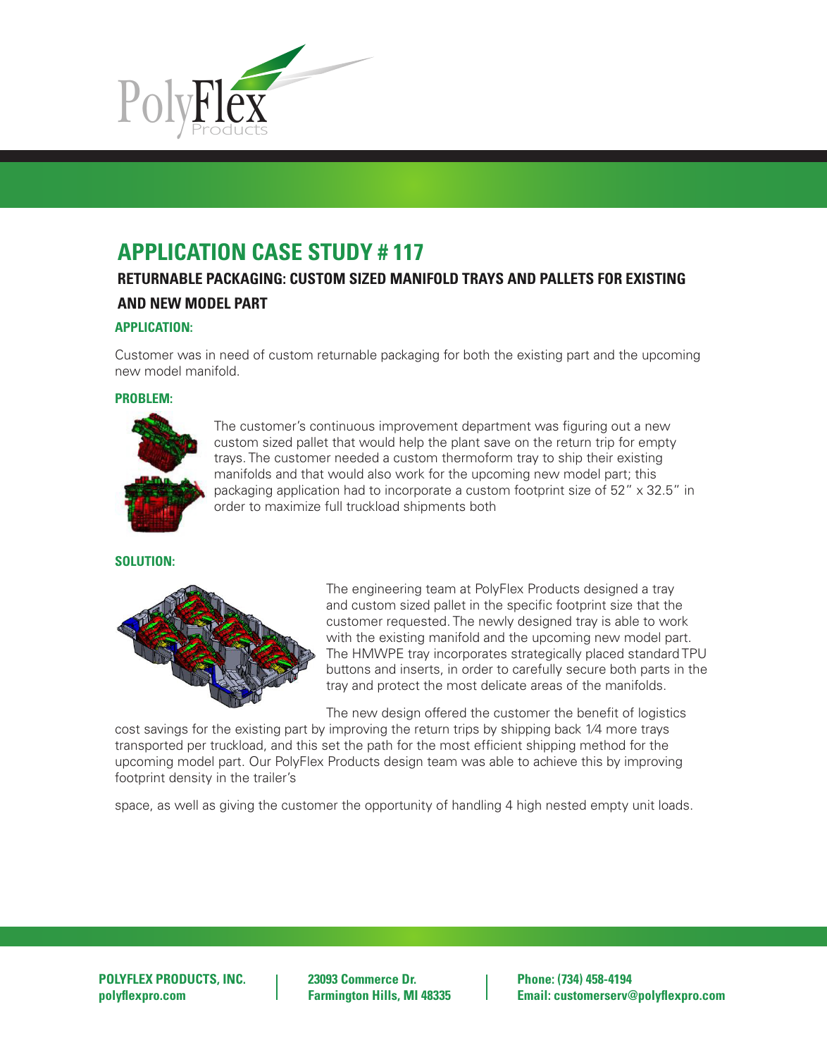# APPLICATION CASE STUDY # 117

## RETURNABLE PACKAGING: CUSTOM SIZED MANIFOLD TRAYS AND PALLETS FOR EXISTING AND NEW MODEL PART

### APPLICATION:

Customer was in need of custom returnable packaging for both the existing part and the upcoming new model manifold.

### PROBLEM:

The customer's continuous improvement department was figuring out a new custom sized pallet that would help the plant save on the return trip for empty trays. The customer needed a custom thermoform tray to ship their existing manifolds and that would also work for the upcoming new model part; this packaging application had to incorporate a custom footprint size of 52″ x 32.5″ in order to maximize full truckload shipments both

### SOLUTION:

The engineering team at PolyFlex Products designed a tray and custom sized pallet in the specific footprint size that the customer requested. The newly designed tray is able to work with the existing manifold and the upcoming new model part. The HMWPE tray incorporates strategically placed standard TPU buttons and inserts, in order to carefully secure both parts in the tray and protect the most delicate areas of the manifolds.

The new design offered the customer the benefit of logistics cost savings for the existing part by improving the return trips by shipping back 1⁄4 more trays transported per truckload, and this set the path for the most efficient shipping method for the upcoming model part. Our PolyFlex Products design team was able to achieve this by improving footprint density in the trailer's

space, as well as giving the customer the opportunity of handling 4 high nested empty unit loads.

**POLYFLEX PRODUCTS, INC.**
**polyflexpro.com**

**23093 Commerce Dr.**
**Farmington Hills, MI 48335**

**Phone: (734) 458-4194**
**Email: customerserv@polyflexpro.com**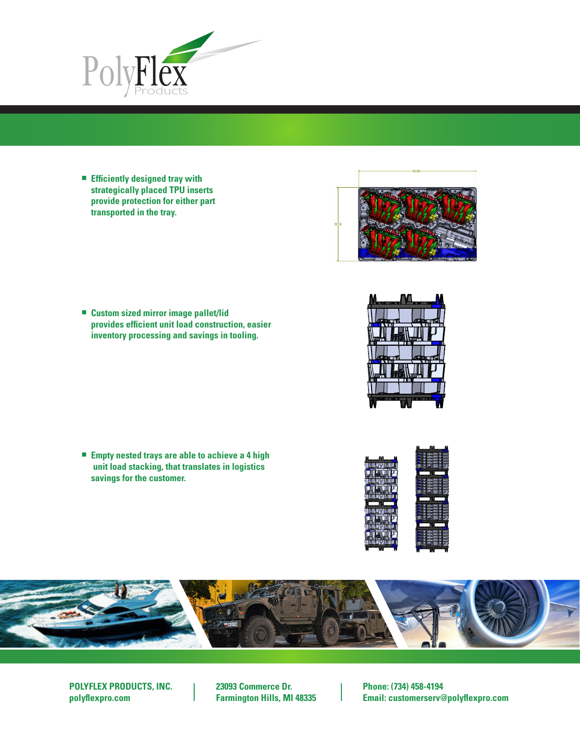- Efficiently designed tray with strategically placed TPU inserts provide protection for either part transported in the tray.

- Custom sized mirror image pallet/lid provides efficient unit load construction, easier inventory processing and savings in tooling.

- Empty nested trays are able to achieve a 4 high unit load stacking, that translates in logistics savings for the customer.

**POLYFLEX PRODUCTS, INC.**
**polyflexpro.com**

**23093 Commerce Dr.**
**Farmington Hills, MI 48335**

**Phone: (734) 458-4194**
**Email: customerserv@polyflexpro.com**